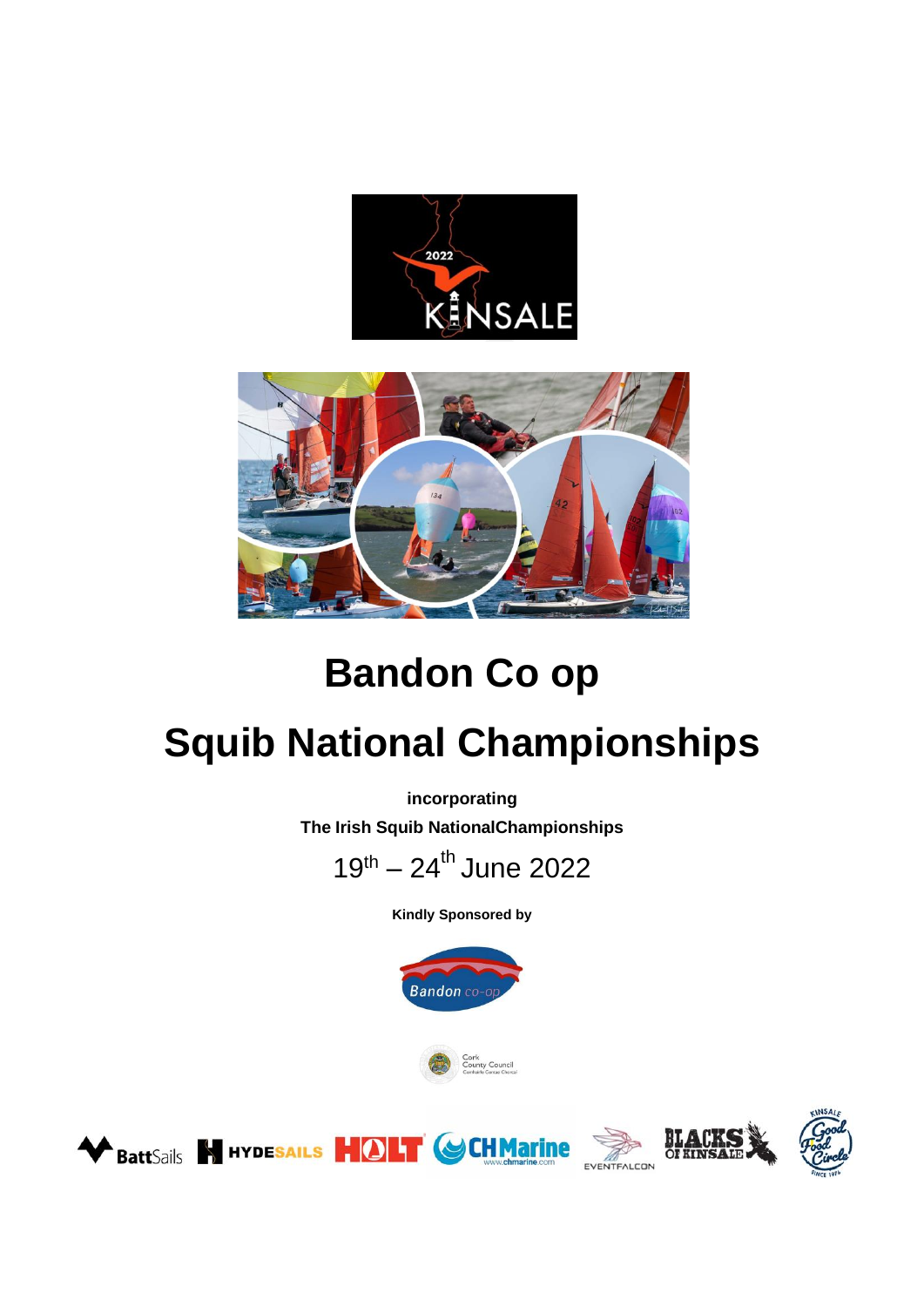# Bandon Co op

# Squib National Championships

**incorporating**

**The Irish Squib NationalChampionships**

19th – 24th June 2022

**Kindly Sponsored by**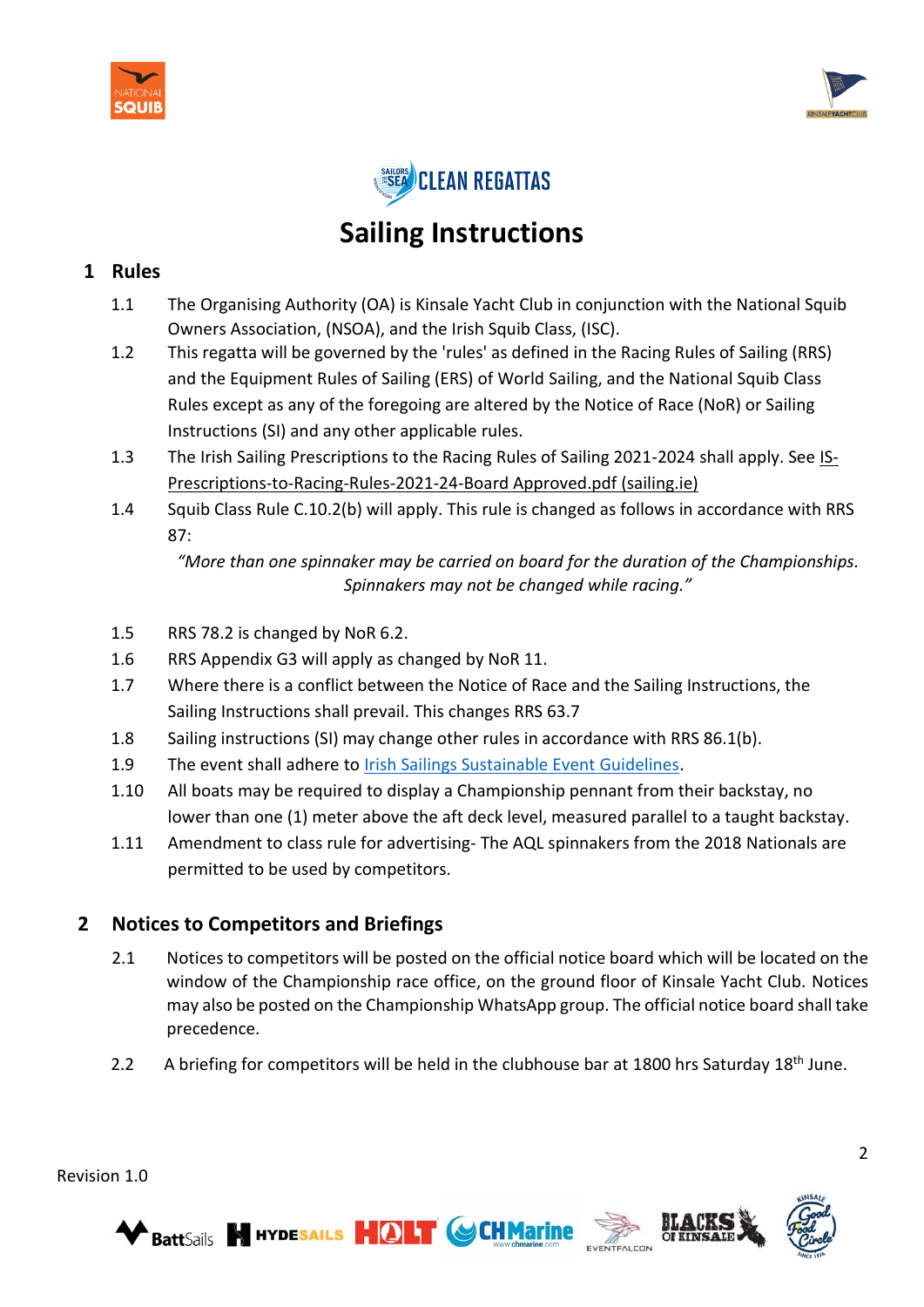# Sailing Instructions

## 1 Rules

1.1 The Organising Authority (OA) is Kinsale Yacht Club in conjunction with the National Squib Owners Association, (NSOA), and the Irish Squib Class, (ISC).

1.2 This regatta will be governed by the 'rules' as defined in the Racing Rules of Sailing (RRS) and the Equipment Rules of Sailing (ERS) of World Sailing, and the National Squib Class Rules except as any of the foregoing are altered by the Notice of Race (NoR) or Sailing Instructions (SI) and any other applicable rules.

1.3 The Irish Sailing Prescriptions to the Racing Rules of Sailing 2021-2024 shall apply. See IS-Prescriptions-to-Racing-Rules-2021-24-Board Approved.pdf (sailing.ie)

1.4 Squib Class Rule C.10.2(b) will apply. This rule is changed as follows in accordance with RRS 87:

*"More than one spinnaker may be carried on board for the duration of the Championships. Spinnakers may not be changed while racing."*

1.5 RRS 78.2 is changed by NoR 6.2.

1.6 RRS Appendix G3 will apply as changed by NoR 11.

1.7 Where there is a conflict between the Notice of Race and the Sailing Instructions, the Sailing Instructions shall prevail. This changes RRS 63.7

1.8 Sailing instructions (SI) may change other rules in accordance with RRS 86.1(b).

1.9 The event shall adhere to Irish Sailings Sustainable Event Guidelines.

1.10 All boats may be required to display a Championship pennant from their backstay, no lower than one (1) meter above the aft deck level, measured parallel to a taught backstay.

1.11 Amendment to class rule for advertising- The AQL spinnakers from the 2018 Nationals are permitted to be used by competitors.

## 2 Notices to Competitors and Briefings

2.1 Notices to competitors will be posted on the official notice board which will be located on the window of the Championship race office, on the ground floor of Kinsale Yacht Club. Notices may also be posted on the Championship WhatsApp group. The official notice board shall take precedence.

2.2 A briefing for competitors will be held in the clubhouse bar at 1800 hrs Saturday 18th June.

Revision 1.0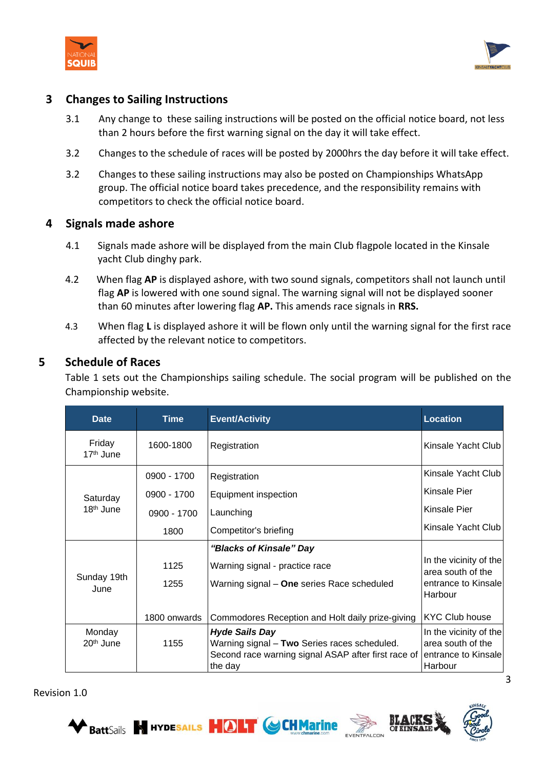## 3 Changes to Sailing Instructions

3.1 Any change to these sailing instructions will be posted on the official notice board, not less than 2 hours before the first warning signal on the day it will take effect.

3.2 Changes to the schedule of races will be posted by 2000hrs the day before it will take effect.

3.2 Changes to these sailing instructions may also be posted on Championships WhatsApp group. The official notice board takes precedence, and the responsibility remains with competitors to check the official notice board.

## 4 Signals made ashore

4.1 Signals made ashore will be displayed from the main Club flagpole located in the Kinsale yacht Club dinghy park.

4.2 When flag **AP** is displayed ashore, with two sound signals, competitors shall not launch until flag **AP** is lowered with one sound signal. The warning signal will not be displayed sooner than 60 minutes after lowering flag **AP.** This amends race signals in **RRS.**

4.3 When flag **L** is displayed ashore it will be flown only until the warning signal for the first race affected by the relevant notice to competitors.

## 5 Schedule of Races

Table 1 sets out the Championships sailing schedule. The social program will be published on the Championship website.

| Date | Time | Event/Activity | Location |
|---|---|---|---|
| Friday 17th June | 1600-1800 | Registration | Kinsale Yacht Club |
| Saturday 18th June | 0900 - 1700<br>0900 - 1700<br>0900 - 1700<br>1800 | Registration<br>Equipment inspection<br>Launching<br>Competitor's briefing | Kinsale Yacht Club<br>Kinsale Pier<br>Kinsale Pier<br>Kinsale Yacht Club |
| Sunday 19th June | <br>1125<br>1255<br><br>1800 onwards | ***"Blacks of Kinsale" Day***<br>Warning signal - practice race<br>Warning signal – **One** series Race scheduled<br><br>Commodores Reception and Holt daily prize-giving | In the vicinity of the area south of the entrance to Kinsale Harbour<br><br>KYC Club house |
| Monday 20th June | 1155 | ***Hyde Sails Day***<br>Warning signal – **Two** Series races scheduled. Second race warning signal ASAP after first race of the day | In the vicinity of the area south of the entrance to Kinsale Harbour |

Revision 1.0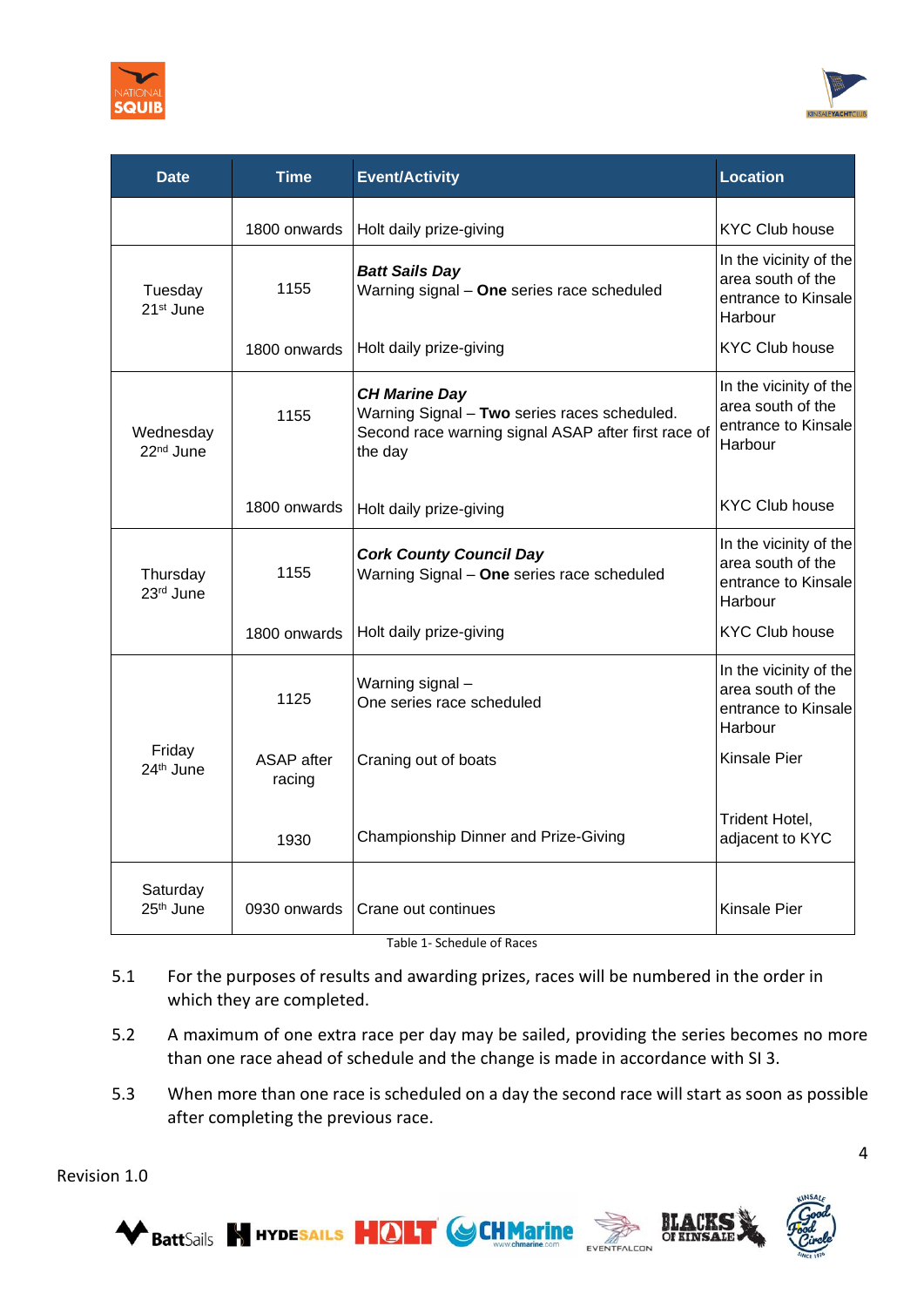| Date | Time | Event/Activity | Location |
|---|---|---|---|
| | 1800 onwards | Holt daily prize-giving | KYC Club house |
| Tuesday 21st June | 1155 | ***Batt Sails Day*** Warning signal – **One** series race scheduled | In the vicinity of the area south of the entrance to Kinsale Harbour |
| | 1800 onwards | Holt daily prize-giving | KYC Club house |
| Wednesday 22nd June | 1155 | ***CH Marine Day*** Warning Signal – **Two** series races scheduled. Second race warning signal ASAP after first race of the day | In the vicinity of the area south of the entrance to Kinsale Harbour |
| | 1800 onwards | Holt daily prize-giving | KYC Club house |
| Thursday 23rd June | 1155 | ***Cork County Council Day*** Warning Signal – **One** series race scheduled | In the vicinity of the area south of the entrance to Kinsale Harbour |
| | 1800 onwards | Holt daily prize-giving | KYC Club house |
| Friday 24th June | 1125 | Warning signal – One series race scheduled | In the vicinity of the area south of the entrance to Kinsale Harbour |
| | ASAP after racing | Craning out of boats | Kinsale Pier |
| | 1930 | Championship Dinner and Prize-Giving | Trident Hotel, adjacent to KYC |
| Saturday 25th June | 0930 onwards | Crane out continues | Kinsale Pier |

Table 1- Schedule of Races

5.1 For the purposes of results and awarding prizes, races will be numbered in the order in which they are completed.

5.2 A maximum of one extra race per day may be sailed, providing the series becomes no more than one race ahead of schedule and the change is made in accordance with SI 3.

5.3 When more than one race is scheduled on a day the second race will start as soon as possible after completing the previous race.

Revision 1.0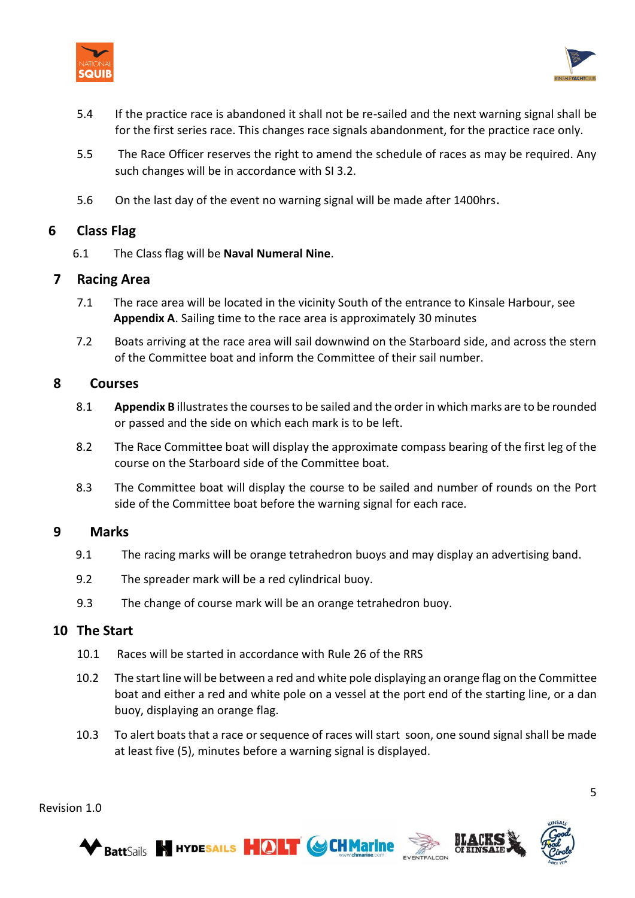5.4 If the practice race is abandoned it shall not be re-sailed and the next warning signal shall be for the first series race. This changes race signals abandonment, for the practice race only.

5.5 The Race Officer reserves the right to amend the schedule of races as may be required. Any such changes will be in accordance with SI 3.2.

5.6 On the last day of the event no warning signal will be made after 1400hrs.

## 6 Class Flag

6.1 The Class flag will be **Naval Numeral Nine**.

## 7 Racing Area

7.1 The race area will be located in the vicinity South of the entrance to Kinsale Harbour, see **Appendix A**. Sailing time to the race area is approximately 30 minutes

7.2 Boats arriving at the race area will sail downwind on the Starboard side, and across the stern of the Committee boat and inform the Committee of their sail number.

## 8 Courses

8.1 **Appendix B** illustrates the courses to be sailed and the order in which marks are to be rounded or passed and the side on which each mark is to be left.

8.2 The Race Committee boat will display the approximate compass bearing of the first leg of the course on the Starboard side of the Committee boat.

8.3 The Committee boat will display the course to be sailed and number of rounds on the Port side of the Committee boat before the warning signal for each race.

## 9 Marks

9.1 The racing marks will be orange tetrahedron buoys and may display an advertising band.

9.2 The spreader mark will be a red cylindrical buoy.

9.3 The change of course mark will be an orange tetrahedron buoy.

## 10 The Start

10.1 Races will be started in accordance with Rule 26 of the RRS

10.2 The start line will be between a red and white pole displaying an orange flag on the Committee boat and either a red and white pole on a vessel at the port end of the starting line, or a dan buoy, displaying an orange flag.

10.3 To alert boats that a race or sequence of races will start soon, one sound signal shall be made at least five (5), minutes before a warning signal is displayed.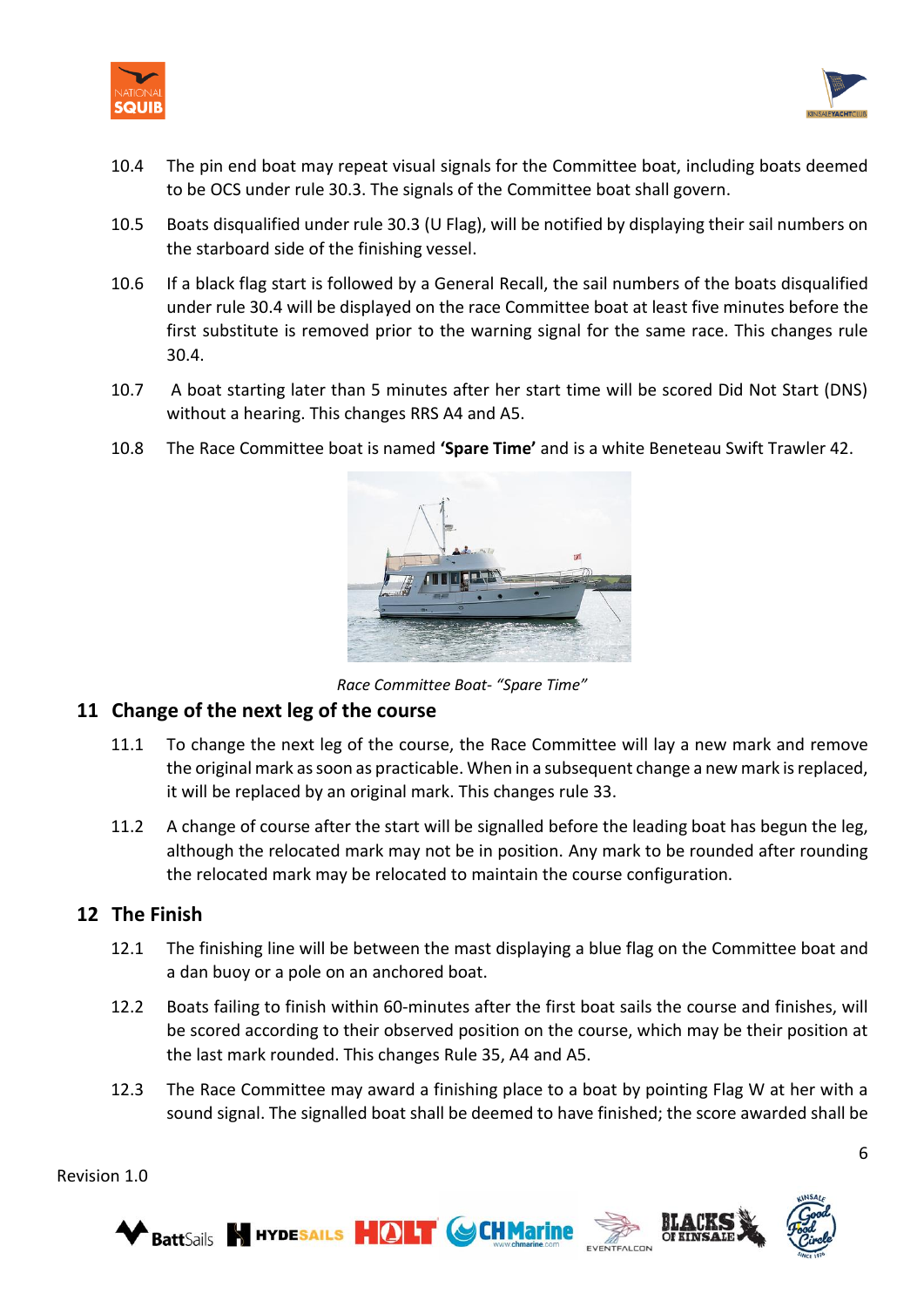10.4 The pin end boat may repeat visual signals for the Committee boat, including boats deemed to be OCS under rule 30.3. The signals of the Committee boat shall govern.

10.5 Boats disqualified under rule 30.3 (U Flag), will be notified by displaying their sail numbers on the starboard side of the finishing vessel.

10.6 If a black flag start is followed by a General Recall, the sail numbers of the boats disqualified under rule 30.4 will be displayed on the race Committee boat at least five minutes before the first substitute is removed prior to the warning signal for the same race. This changes rule 30.4.

10.7 A boat starting later than 5 minutes after her start time will be scored Did Not Start (DNS) without a hearing. This changes RRS A4 and A5.

10.8 The Race Committee boat is named **'Spare Time'** and is a white Beneteau Swift Trawler 42.

*Race Committee Boat- "Spare Time"*

## 11 Change of the next leg of the course

11.1 To change the next leg of the course, the Race Committee will lay a new mark and remove the original mark as soon as practicable. When in a subsequent change a new mark is replaced, it will be replaced by an original mark. This changes rule 33.

11.2 A change of course after the start will be signalled before the leading boat has begun the leg, although the relocated mark may not be in position. Any mark to be rounded after rounding the relocated mark may be relocated to maintain the course configuration.

## 12 The Finish

12.1 The finishing line will be between the mast displaying a blue flag on the Committee boat and a dan buoy or a pole on an anchored boat.

12.2 Boats failing to finish within 60-minutes after the first boat sails the course and finishes, will be scored according to their observed position on the course, which may be their position at the last mark rounded. This changes Rule 35, A4 and A5.

12.3 The Race Committee may award a finishing place to a boat by pointing Flag W at her with a sound signal. The signalled boat shall be deemed to have finished; the score awarded shall be

Revision 1.0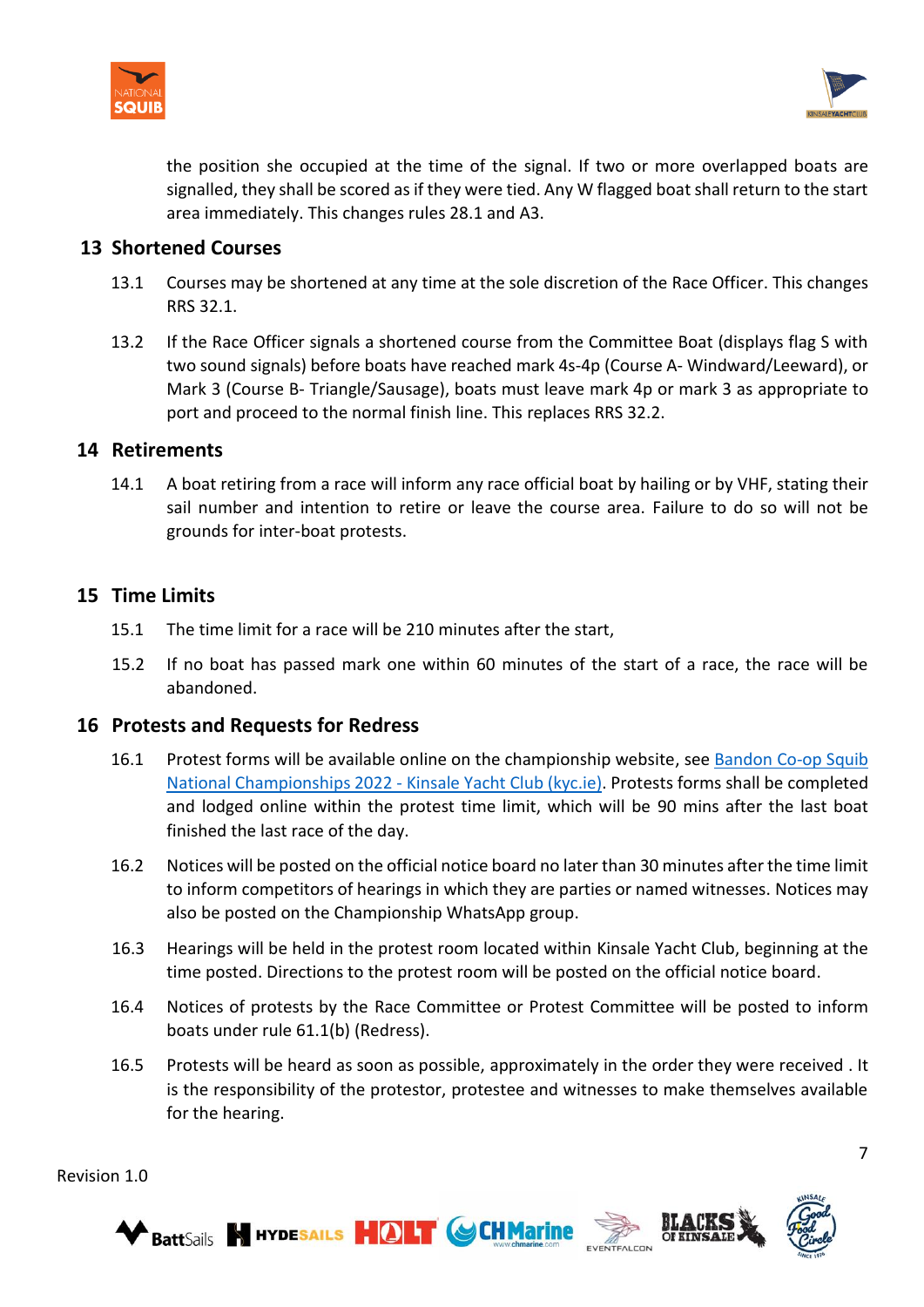the position she occupied at the time of the signal. If two or more overlapped boats are signalled, they shall be scored as if they were tied. Any W flagged boat shall return to the start area immediately. This changes rules 28.1 and A3.

## 13 Shortened Courses

13.1 Courses may be shortened at any time at the sole discretion of the Race Officer. This changes RRS 32.1.

13.2 If the Race Officer signals a shortened course from the Committee Boat (displays flag S with two sound signals) before boats have reached mark 4s-4p (Course A- Windward/Leeward), or Mark 3 (Course B- Triangle/Sausage), boats must leave mark 4p or mark 3 as appropriate to port and proceed to the normal finish line. This replaces RRS 32.2.

## 14 Retirements

14.1 A boat retiring from a race will inform any race official boat by hailing or by VHF, stating their sail number and intention to retire or leave the course area. Failure to do so will not be grounds for inter-boat protests.

## 15 Time Limits

15.1 The time limit for a race will be 210 minutes after the start,

15.2 If no boat has passed mark one within 60 minutes of the start of a race, the race will be abandoned.

## 16 Protests and Requests for Redress

16.1 Protest forms will be available online on the championship website, see [Bandon Co-op Squib National Championships 2022 - Kinsale Yacht Club (kyc.ie)](). Protests forms shall be completed and lodged online within the protest time limit, which will be 90 mins after the last boat finished the last race of the day.

16.2 Notices will be posted on the official notice board no later than 30 minutes after the time limit to inform competitors of hearings in which they are parties or named witnesses. Notices may also be posted on the Championship WhatsApp group.

16.3 Hearings will be held in the protest room located within Kinsale Yacht Club, beginning at the time posted. Directions to the protest room will be posted on the official notice board.

16.4 Notices of protests by the Race Committee or Protest Committee will be posted to inform boats under rule 61.1(b) (Redress).

16.5 Protests will be heard as soon as possible, approximately in the order they were received . It is the responsibility of the protestor, protestee and witnesses to make themselves available for the hearing.

Revision 1.0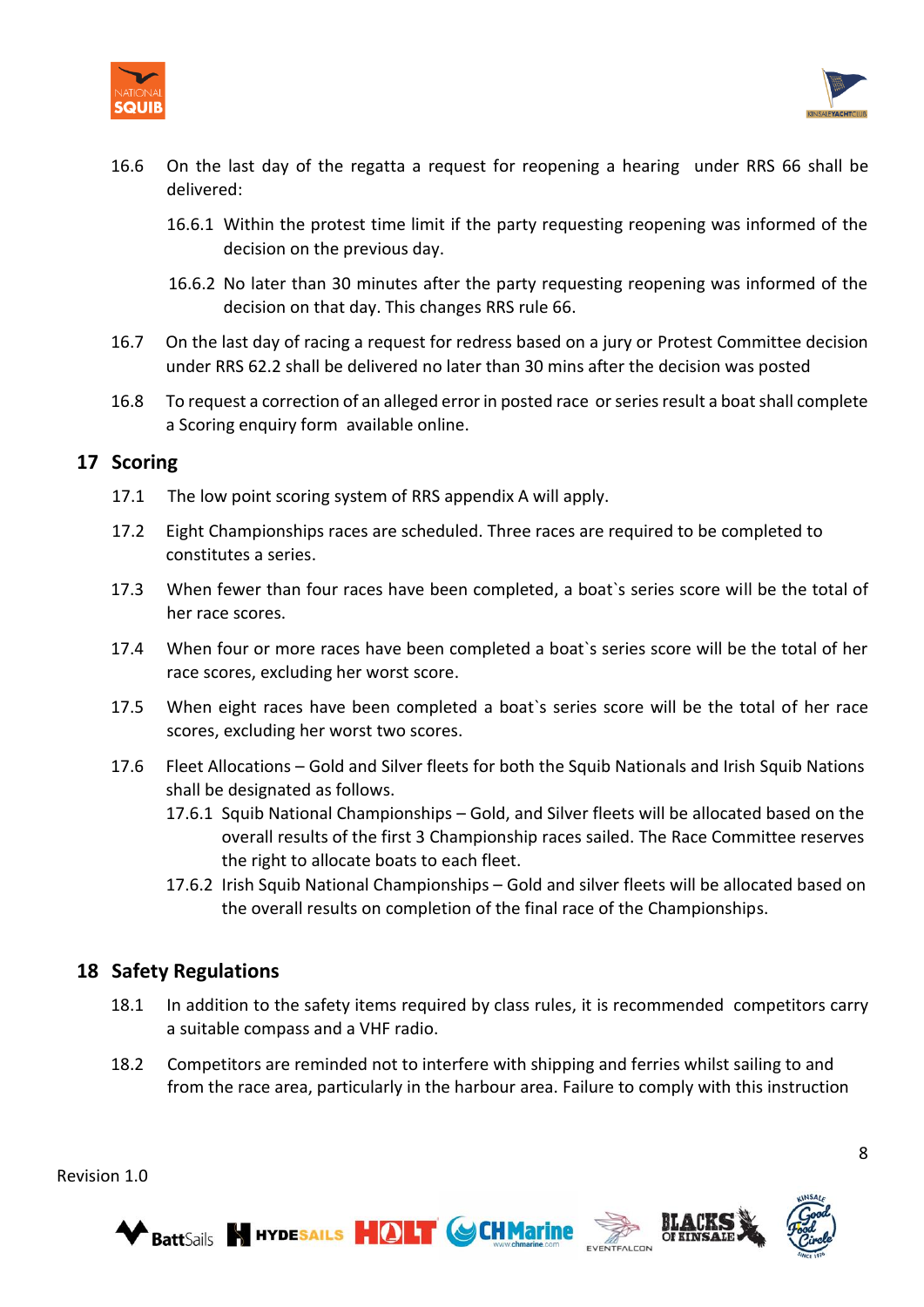16.6 On the last day of the regatta a request for reopening a hearing under RRS 66 shall be delivered:

16.6.1 Within the protest time limit if the party requesting reopening was informed of the decision on the previous day.

16.6.2 No later than 30 minutes after the party requesting reopening was informed of the decision on that day. This changes RRS rule 66.

16.7 On the last day of racing a request for redress based on a jury or Protest Committee decision under RRS 62.2 shall be delivered no later than 30 mins after the decision was posted

16.8 To request a correction of an alleged error in posted race or series result a boat shall complete a Scoring enquiry form available online.

## 17 Scoring

17.1 The low point scoring system of RRS appendix A will apply.

17.2 Eight Championships races are scheduled. Three races are required to be completed to constitutes a series.

17.3 When fewer than four races have been completed, a boat`s series score will be the total of her race scores.

17.4 When four or more races have been completed a boat`s series score will be the total of her race scores, excluding her worst score.

17.5 When eight races have been completed a boat`s series score will be the total of her race scores, excluding her worst two scores.

17.6 Fleet Allocations – Gold and Silver fleets for both the Squib Nationals and Irish Squib Nations shall be designated as follows.

17.6.1 Squib National Championships – Gold, and Silver fleets will be allocated based on the overall results of the first 3 Championship races sailed. The Race Committee reserves the right to allocate boats to each fleet.

17.6.2 Irish Squib National Championships – Gold and silver fleets will be allocated based on the overall results on completion of the final race of the Championships.

## 18 Safety Regulations

18.1 In addition to the safety items required by class rules, it is recommended competitors carry a suitable compass and a VHF radio.

18.2 Competitors are reminded not to interfere with shipping and ferries whilst sailing to and from the race area, particularly in the harbour area. Failure to comply with this instruction

Revision 1.0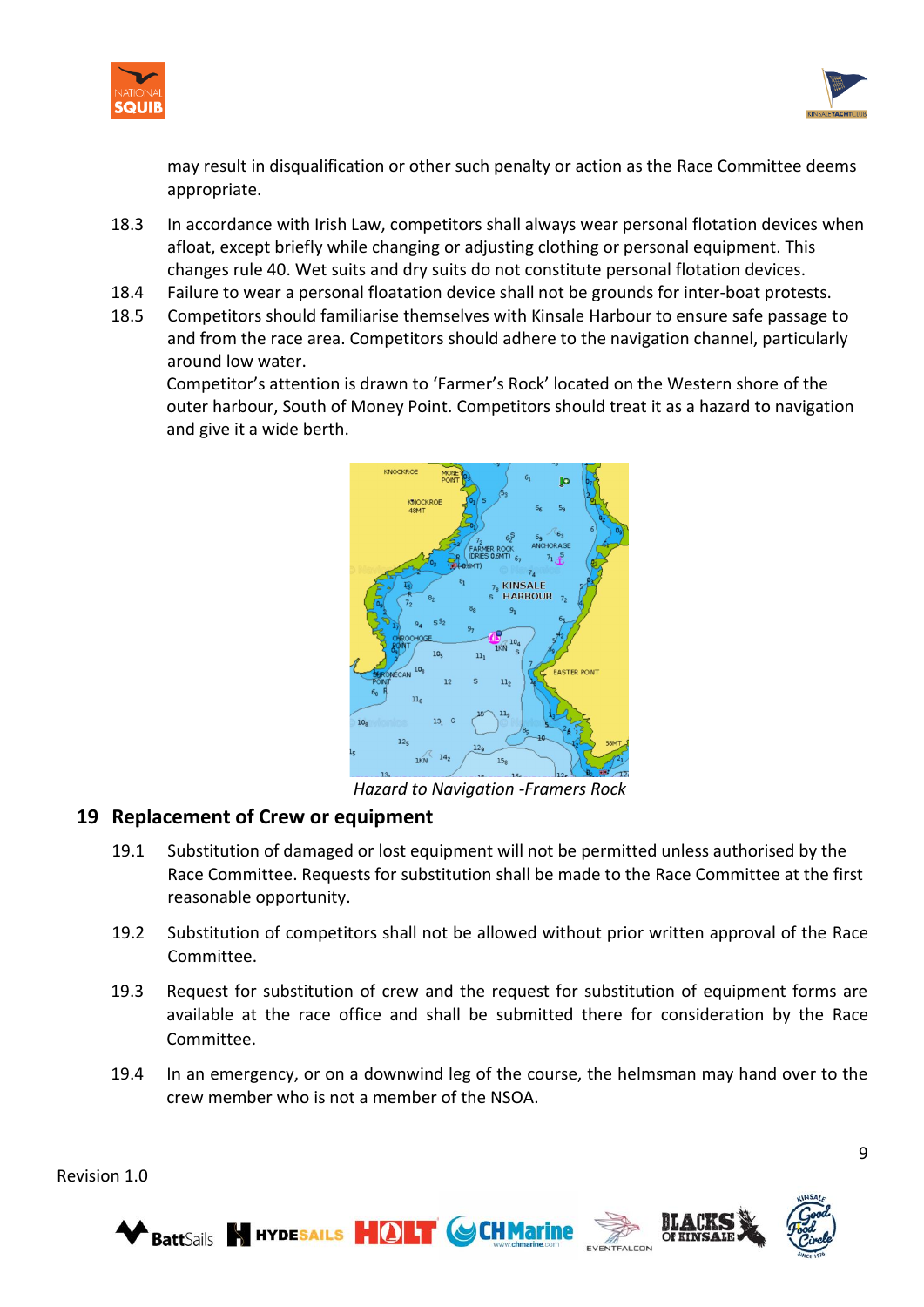may result in disqualification or other such penalty or action as the Race Committee deems appropriate.

18.3 In accordance with Irish Law, competitors shall always wear personal flotation devices when afloat, except briefly while changing or adjusting clothing or personal equipment. This changes rule 40. Wet suits and dry suits do not constitute personal flotation devices.

18.4 Failure to wear a personal floatation device shall not be grounds for inter-boat protests.

18.5 Competitors should familiarise themselves with Kinsale Harbour to ensure safe passage to and from the race area. Competitors should adhere to the navigation channel, particularly around low water.
Competitor's attention is drawn to 'Farmer's Rock' located on the Western shore of the outer harbour, South of Money Point. Competitors should treat it as a hazard to navigation and give it a wide berth.

*Hazard to Navigation -Framers Rock*

## 19 Replacement of Crew or equipment

19.1 Substitution of damaged or lost equipment will not be permitted unless authorised by the Race Committee. Requests for substitution shall be made to the Race Committee at the first reasonable opportunity.

19.2 Substitution of competitors shall not be allowed without prior written approval of the Race Committee.

19.3 Request for substitution of crew and the request for substitution of equipment forms are available at the race office and shall be submitted there for consideration by the Race Committee.

19.4 In an emergency, or on a downwind leg of the course, the helmsman may hand over to the crew member who is not a member of the NSOA.

Revision 1.0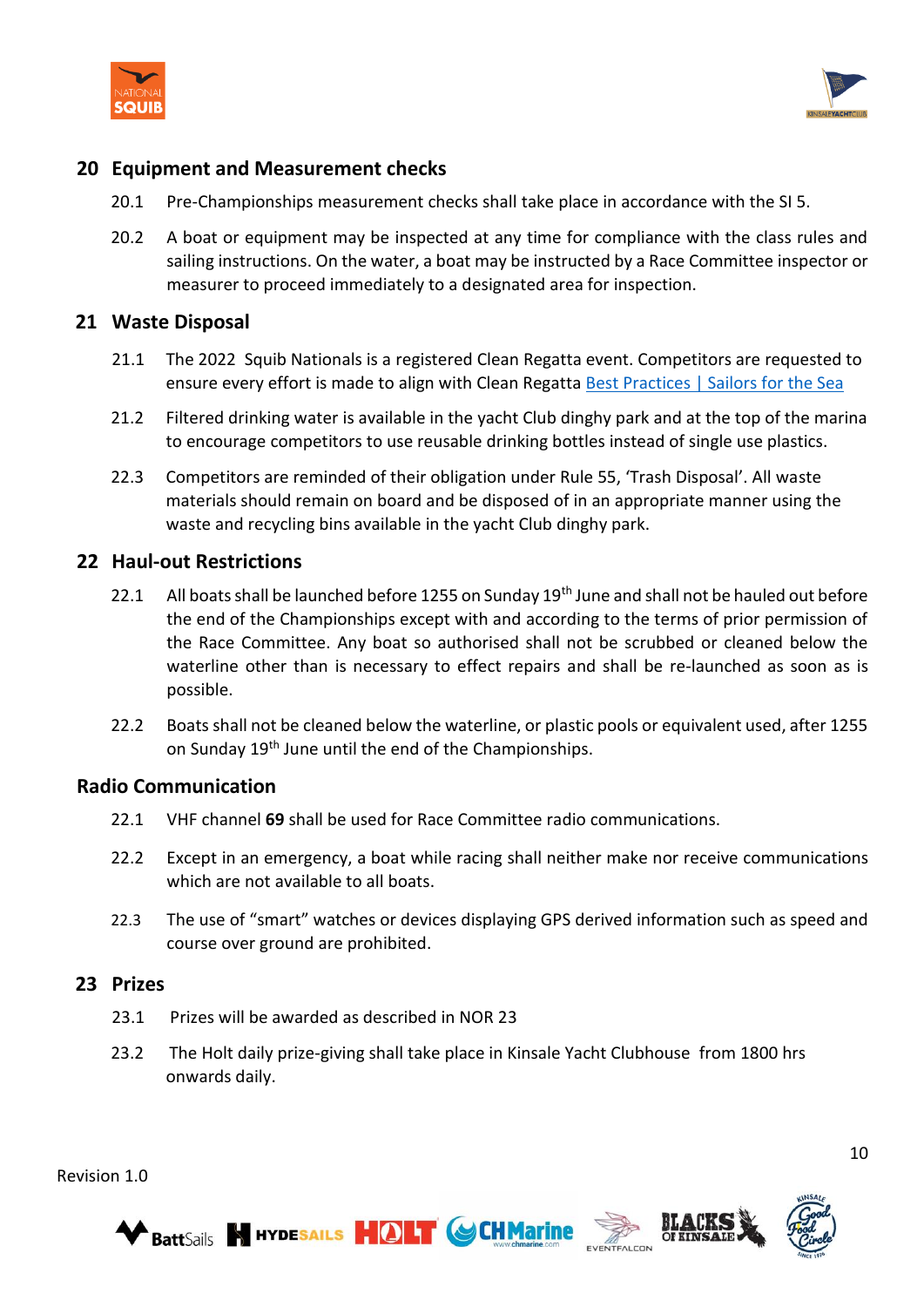## 20 Equipment and Measurement checks

20.1 Pre-Championships measurement checks shall take place in accordance with the SI 5.

20.2 A boat or equipment may be inspected at any time for compliance with the class rules and sailing instructions. On the water, a boat may be instructed by a Race Committee inspector or measurer to proceed immediately to a designated area for inspection.

## 21 Waste Disposal

21.1 The 2022 Squib Nationals is a registered Clean Regatta event. Competitors are requested to ensure every effort is made to align with Clean Regatta [Best Practices | Sailors for the Sea]

21.2 Filtered drinking water is available in the yacht Club dinghy park and at the top of the marina to encourage competitors to use reusable drinking bottles instead of single use plastics.

22.3 Competitors are reminded of their obligation under Rule 55, 'Trash Disposal'. All waste materials should remain on board and be disposed of in an appropriate manner using the waste and recycling bins available in the yacht Club dinghy park.

## 22 Haul-out Restrictions

22.1 All boats shall be launched before 1255 on Sunday 19th June and shall not be hauled out before the end of the Championships except with and according to the terms of prior permission of the Race Committee. Any boat so authorised shall not be scrubbed or cleaned below the waterline other than is necessary to effect repairs and shall be re-launched as soon as is possible.

22.2 Boats shall not be cleaned below the waterline, or plastic pools or equivalent used, after 1255 on Sunday 19th June until the end of the Championships.

## Radio Communication

22.1 VHF channel **69** shall be used for Race Committee radio communications.

22.2 Except in an emergency, a boat while racing shall neither make nor receive communications which are not available to all boats.

22.3 The use of "smart" watches or devices displaying GPS derived information such as speed and course over ground are prohibited.

## 23 Prizes

23.1 Prizes will be awarded as described in NOR 23

23.2 The Holt daily prize-giving shall take place in Kinsale Yacht Clubhouse from 1800 hrs onwards daily.

Revision 1.0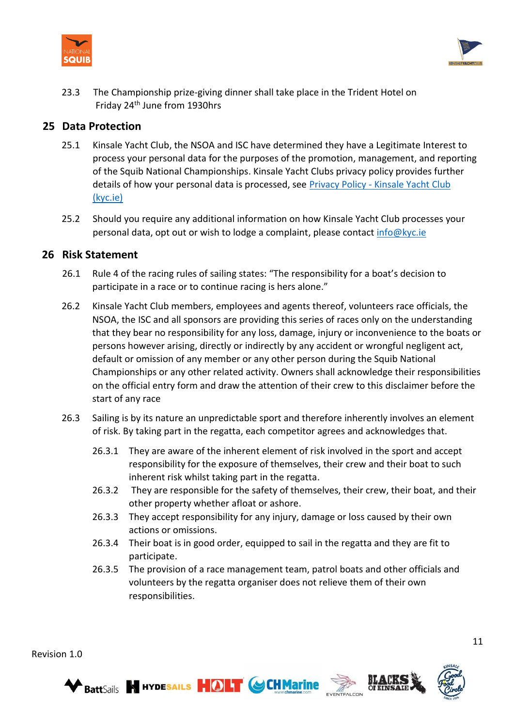23.3 The Championship prize-giving dinner shall take place in the Trident Hotel on Friday 24th June from 1930hrs

## 25 Data Protection

25.1 Kinsale Yacht Club, the NSOA and ISC have determined they have a Legitimate Interest to process your personal data for the purposes of the promotion, management, and reporting of the Squib National Championships. Kinsale Yacht Clubs privacy policy provides further details of how your personal data is processed, see Privacy Policy - Kinsale Yacht Club (kyc.ie)

25.2 Should you require any additional information on how Kinsale Yacht Club processes your personal data, opt out or wish to lodge a complaint, please contact info@kyc.ie

## 26 Risk Statement

26.1 Rule 4 of the racing rules of sailing states: "The responsibility for a boat's decision to participate in a race or to continue racing is hers alone."

26.2 Kinsale Yacht Club members, employees and agents thereof, volunteers race officials, the NSOA, the ISC and all sponsors are providing this series of races only on the understanding that they bear no responsibility for any loss, damage, injury or inconvenience to the boats or persons however arising, directly or indirectly by any accident or wrongful negligent act, default or omission of any member or any other person during the Squib National Championships or any other related activity. Owners shall acknowledge their responsibilities on the official entry form and draw the attention of their crew to this disclaimer before the start of any race

26.3 Sailing is by its nature an unpredictable sport and therefore inherently involves an element of risk. By taking part in the regatta, each competitor agrees and acknowledges that.

26.3.1 They are aware of the inherent element of risk involved in the sport and accept responsibility for the exposure of themselves, their crew and their boat to such inherent risk whilst taking part in the regatta.

26.3.2 They are responsible for the safety of themselves, their crew, their boat, and their other property whether afloat or ashore.

26.3.3 They accept responsibility for any injury, damage or loss caused by their own actions or omissions.

26.3.4 Their boat is in good order, equipped to sail in the regatta and they are fit to participate.

26.3.5 The provision of a race management team, patrol boats and other officials and volunteers by the regatta organiser does not relieve them of their own responsibilities.

Revision 1.0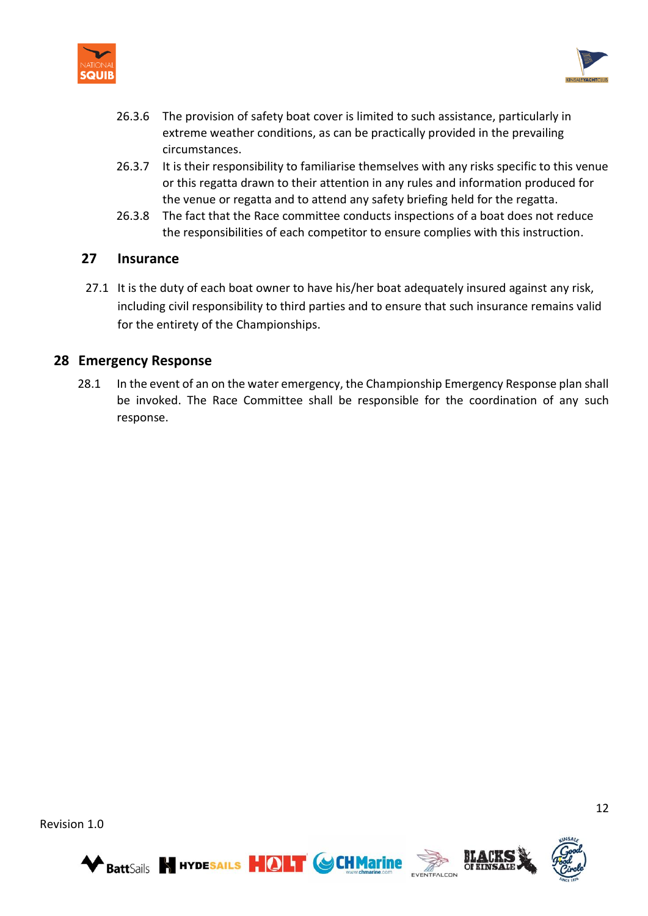26.3.6 The provision of safety boat cover is limited to such assistance, particularly in extreme weather conditions, as can be practically provided in the prevailing circumstances.

26.3.7 It is their responsibility to familiarise themselves with any risks specific to this venue or this regatta drawn to their attention in any rules and information produced for the venue or regatta and to attend any safety briefing held for the regatta.

26.3.8 The fact that the Race committee conducts inspections of a boat does not reduce the responsibilities of each competitor to ensure complies with this instruction.

## 27 Insurance

27.1 It is the duty of each boat owner to have his/her boat adequately insured against any risk, including civil responsibility to third parties and to ensure that such insurance remains valid for the entirety of the Championships.

## 28 Emergency Response

28.1 In the event of an on the water emergency, the Championship Emergency Response plan shall be invoked. The Race Committee shall be responsible for the coordination of any such response.

Revision 1.0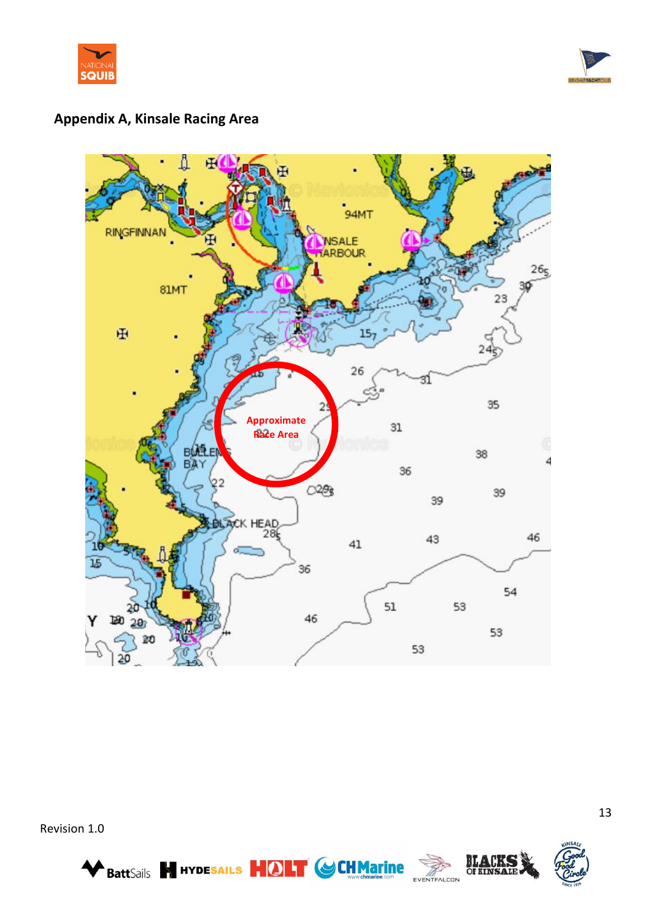## Appendix A, Kinsale Racing Area

Revision 1.0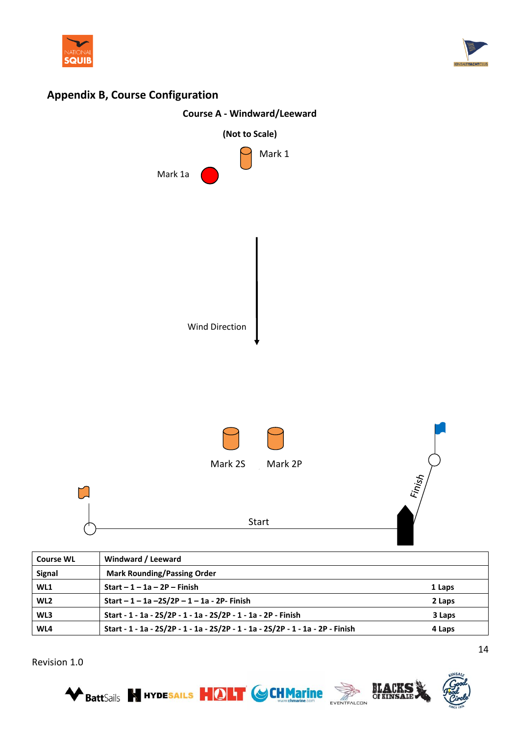## Appendix B, Course Configuration

**Course A - Windward/Leeward**

**(Not to Scale)**

Mark 1

Mark 1a

Wind Direction

Mark 2S

Mark 2P

Finish

Start

| Course WL | Windward / Leeward | |
|---|---|---|
| Signal | Mark Rounding/Passing Order | |
| WL1 | Start – 1 – 1a – 2P – Finish | 1 Laps |
| WL2 | Start – 1 – 1a –2S/2P – 1 – 1a - 2P- Finish | 2 Laps |
| WL3 | Start - 1 - 1a - 2S/2P - 1 - 1a - 2S/2P - 1 - 1a - 2P - Finish | 3 Laps |
| WL4 | Start - 1 - 1a - 2S/2P - 1 - 1a - 2S/2P - 1 - 1a - 2S/2P - 1 - 1a - 2P - Finish | 4 Laps |

Revision 1.0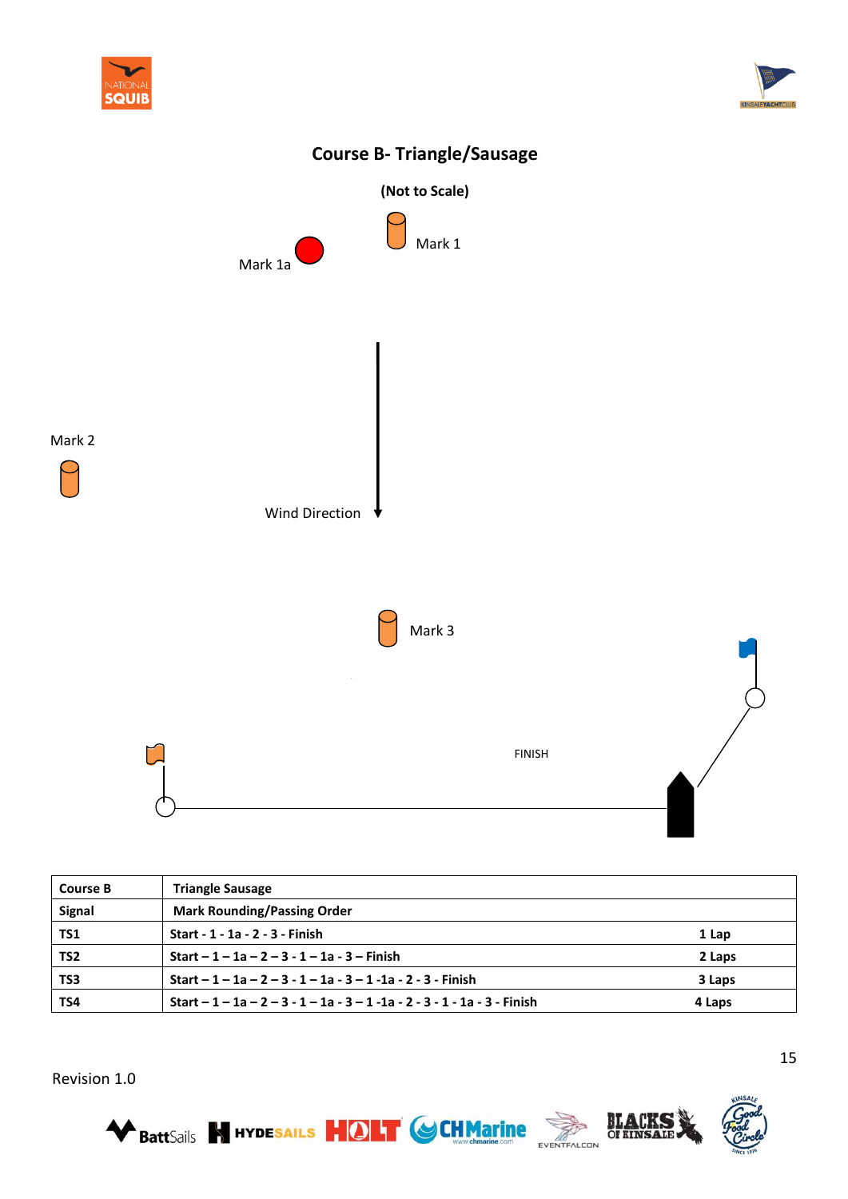## Course B- Triangle/Sausage

**(Not to Scale)**

Mark 1a

Mark 1

Mark 2

Wind Direction

Mark 3

FINISH

| | | |
|---|---|---|
| **Course B** | **Triangle Sausage** | |
| **Signal** | **Mark Rounding/Passing Order** | |
| **TS1** | **Start - 1 - 1a - 2 - 3 - Finish** | **1 Lap** |
| **TS2** | **Start – 1 – 1a – 2 – 3 - 1 – 1a - 3 – Finish** | **2 Laps** |
| **TS3** | **Start – 1 – 1a – 2 – 3 - 1 – 1a - 3 – 1 -1a - 2 - 3 - Finish** | **3 Laps** |
| **TS4** | **Start – 1 – 1a – 2 – 3 - 1 – 1a - 3 – 1 -1a - 2 - 3 - 1 - 1a - 3 - Finish** | **4 Laps** |

Revision 1.0